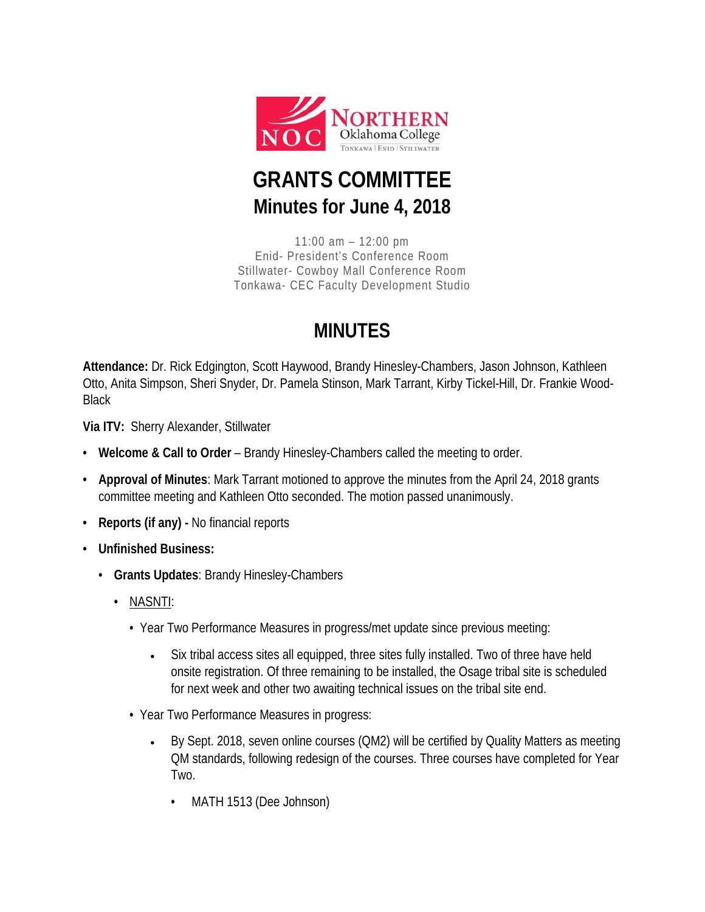# GRANTS COMMITTEE

## Minutes for June 4, 2018

11:00 am – 12:00 pm
Enid- President's Conference Room
Stillwater- Cowboy Mall Conference Room
Tonkawa- CEC Faculty Development Studio

## MINUTES

**Attendance:** Dr. Rick Edgington, Scott Haywood, Brandy Hinesley-Chambers, Jason Johnson, Kathleen Otto, Anita Simpson, Sheri Snyder, Dr. Pamela Stinson, Mark Tarrant, Kirby Tickel-Hill, Dr. Frankie Wood-Black

**Via ITV:** Sherry Alexander, Stillwater

- **Welcome & Call to Order** – Brandy Hinesley-Chambers called the meeting to order.
- **Approval of Minutes**: Mark Tarrant motioned to approve the minutes from the April 24, 2018 grants committee meeting and Kathleen Otto seconded. The motion passed unanimously.
- **Reports (if any) -** No financial reports
- **Unfinished Business:**
  - **Grants Updates**: Brandy Hinesley-Chambers
    - NASNTI:
      - Year Two Performance Measures in progress/met update since previous meeting:
        - Six tribal access sites all equipped, three sites fully installed. Two of three have held onsite registration. Of three remaining to be installed, the Osage tribal site is scheduled for next week and other two awaiting technical issues on the tribal site end.
      - Year Two Performance Measures in progress:
        - By Sept. 2018, seven online courses (QM2) will be certified by Quality Matters as meeting QM standards, following redesign of the courses. Three courses have completed for Year Two.
          - MATH 1513 (Dee Johnson)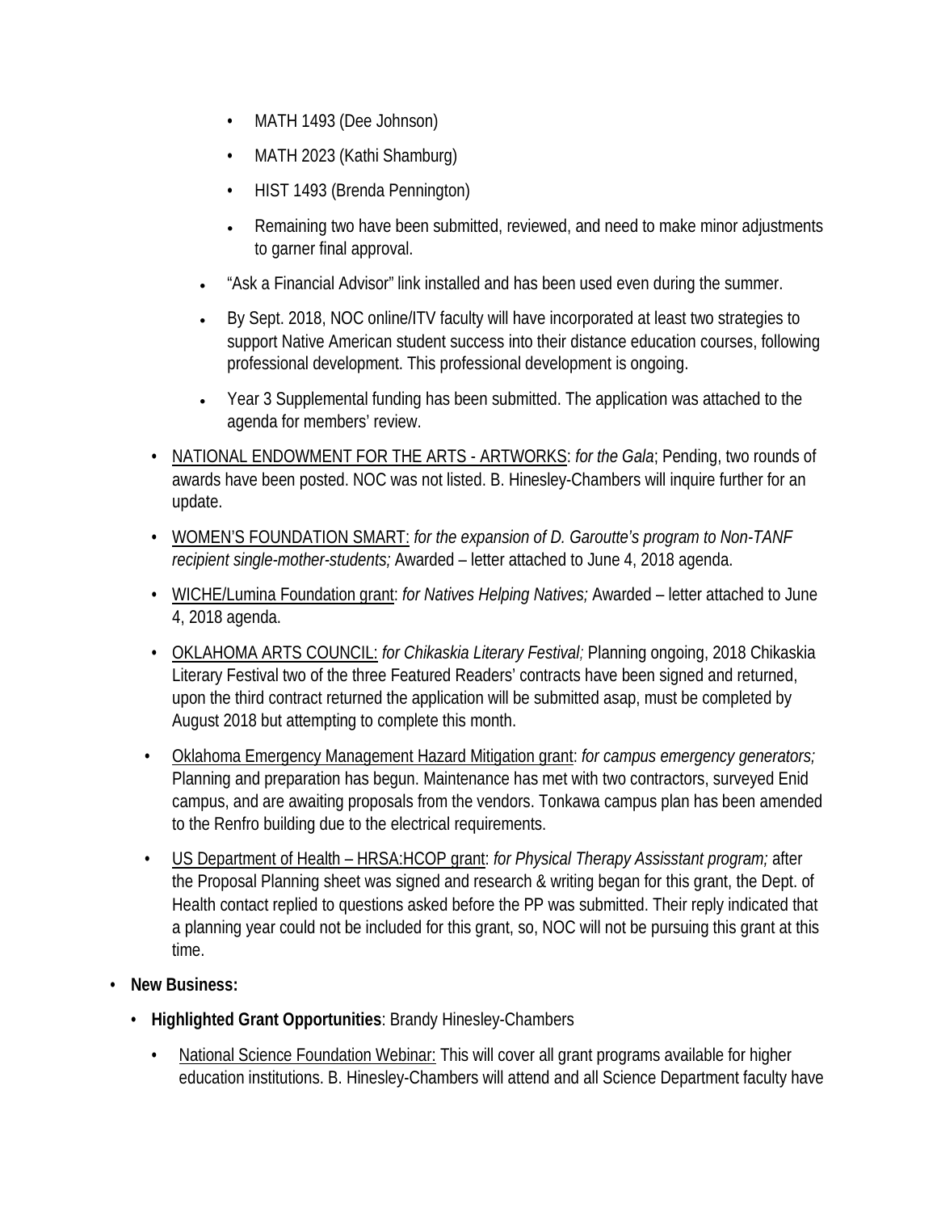- MATH 1493 (Dee Johnson)
        - MATH 2023 (Kathi Shamburg)
        - HIST 1493 (Brenda Pennington)
        - Remaining two have been submitted, reviewed, and need to make minor adjustments to garner final approval.
    - "Ask a Financial Advisor" link installed and has been used even during the summer.
    - By Sept. 2018, NOC online/ITV faculty will have incorporated at least two strategies to support Native American student success into their distance education courses, following professional development. This professional development is ongoing.
    - Year 3 Supplemental funding has been submitted. The application was attached to the agenda for members' review.
  - <u>NATIONAL ENDOWMENT FOR THE ARTS - ARTWORKS</u>: *for the Gala*; Pending, two rounds of awards have been posted. NOC was not listed. B. Hinesley-Chambers will inquire further for an update.
  - <u>WOMEN'S FOUNDATION SMART:</u> *for the expansion of D. Garoutte's program to Non-TANF recipient single-mother-students;* Awarded – letter attached to June 4, 2018 agenda.
  - <u>WICHE/Lumina Foundation grant</u>: *for Natives Helping Natives;* Awarded – letter attached to June 4, 2018 agenda.
  - <u>OKLAHOMA ARTS COUNCIL:</u> *for Chikaskia Literary Festival;* Planning ongoing, 2018 Chikaskia Literary Festival two of the three Featured Readers' contracts have been signed and returned, upon the third contract returned the application will be submitted asap, must be completed by August 2018 but attempting to complete this month.
  - <u>Oklahoma Emergency Management Hazard Mitigation grant</u>: *for campus emergency generators;* Planning and preparation has begun. Maintenance has met with two contractors, surveyed Enid campus, and are awaiting proposals from the vendors. Tonkawa campus plan has been amended to the Renfro building due to the electrical requirements.
  - <u>US Department of Health – HRSA:HCOP grant</u>: *for Physical Therapy Assisstant program;* after the Proposal Planning sheet was signed and research & writing began for this grant, the Dept. of Health contact replied to questions asked before the PP was submitted. Their reply indicated that a planning year could not be included for this grant, so, NOC will not be pursuing this grant at this time.
- **New Business:**
  - **Highlighted Grant Opportunities**: Brandy Hinesley-Chambers
    - <u>National Science Foundation Webinar:</u> This will cover all grant programs available for higher education institutions. B. Hinesley-Chambers will attend and all Science Department faculty have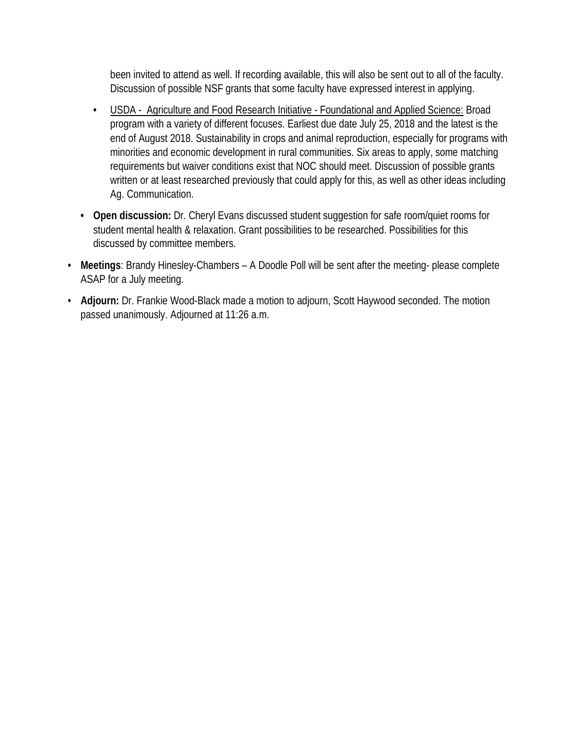been invited to attend as well. If recording available, this will also be sent out to all of the faculty. Discussion of possible NSF grants that some faculty have expressed interest in applying.

    - USDA - Agriculture and Food Research Initiative - Foundational and Applied Science: Broad program with a variety of different focuses. Earliest due date July 25, 2018 and the latest is the end of August 2018. Sustainability in crops and animal reproduction, especially for programs with minorities and economic development in rural communities. Six areas to apply, some matching requirements but waiver conditions exist that NOC should meet. Discussion of possible grants written or at least researched previously that could apply for this, as well as other ideas including Ag. Communication.

  - **Open discussion:** Dr. Cheryl Evans discussed student suggestion for safe room/quiet rooms for student mental health & relaxation. Grant possibilities to be researched. Possibilities for this discussed by committee members.

- **Meetings**: Brandy Hinesley-Chambers – A Doodle Poll will be sent after the meeting- please complete ASAP for a July meeting.

- **Adjourn:** Dr. Frankie Wood-Black made a motion to adjourn, Scott Haywood seconded. The motion passed unanimously. Adjourned at 11:26 a.m.